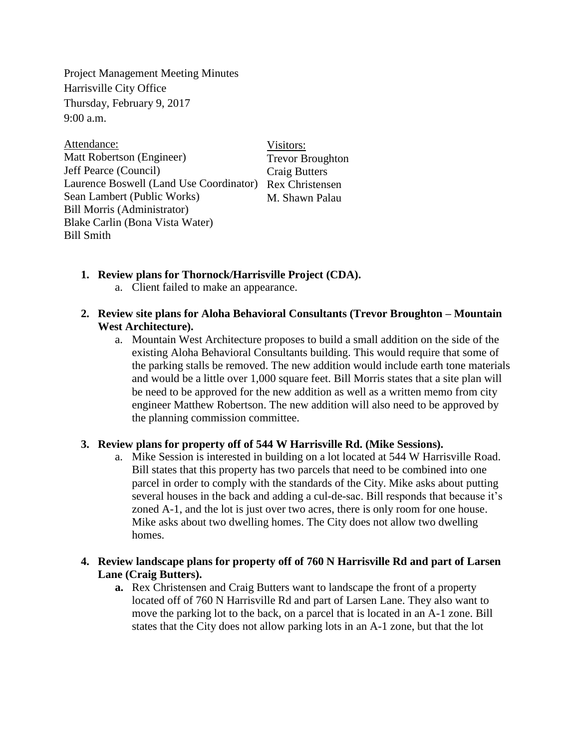Project Management Meeting Minutes
Harrisville City Office
Thursday, February 9, 2017
9:00 a.m.

Attendance:
Matt Robertson (Engineer)
Jeff Pearce (Council)
Laurence Boswell (Land Use Coordinator)
Sean Lambert (Public Works)
Bill Morris (Administrator)
Blake Carlin (Bona Vista Water)
Bill Smith

Visitors:
Trevor Broughton
Craig Butters
Rex Christensen
M. Shawn Palau

1. **Review plans for Thornock/Harrisville Project (CDA).**
   a. Client failed to make an appearance.

2. **Review site plans for Aloha Behavioral Consultants (Trevor Broughton – Mountain West Architecture).**
   a. Mountain West Architecture proposes to build a small addition on the side of the existing Aloha Behavioral Consultants building. This would require that some of the parking stalls be removed. The new addition would include earth tone materials and would be a little over 1,000 square feet. Bill Morris states that a site plan will be need to be approved for the new addition as well as a written memo from city engineer Matthew Robertson. The new addition will also need to be approved by the planning commission committee.

3. **Review plans for property off of 544 W Harrisville Rd. (Mike Sessions).**
   a. Mike Session is interested in building on a lot located at 544 W Harrisville Road. Bill states that this property has two parcels that need to be combined into one parcel in order to comply with the standards of the City. Mike asks about putting several houses in the back and adding a cul-de-sac. Bill responds that because it's zoned A-1, and the lot is just over two acres, there is only room for one house. Mike asks about two dwelling homes. The City does not allow two dwelling homes.

4. **Review landscape plans for property off of 760 N Harrisville Rd and part of Larsen Lane (Craig Butters).**
   **a.** Rex Christensen and Craig Butters want to landscape the front of a property located off of 760 N Harrisville Rd and part of Larsen Lane. They also want to move the parking lot to the back, on a parcel that is located in an A-1 zone. Bill states that the City does not allow parking lots in an A-1 zone, but that the lot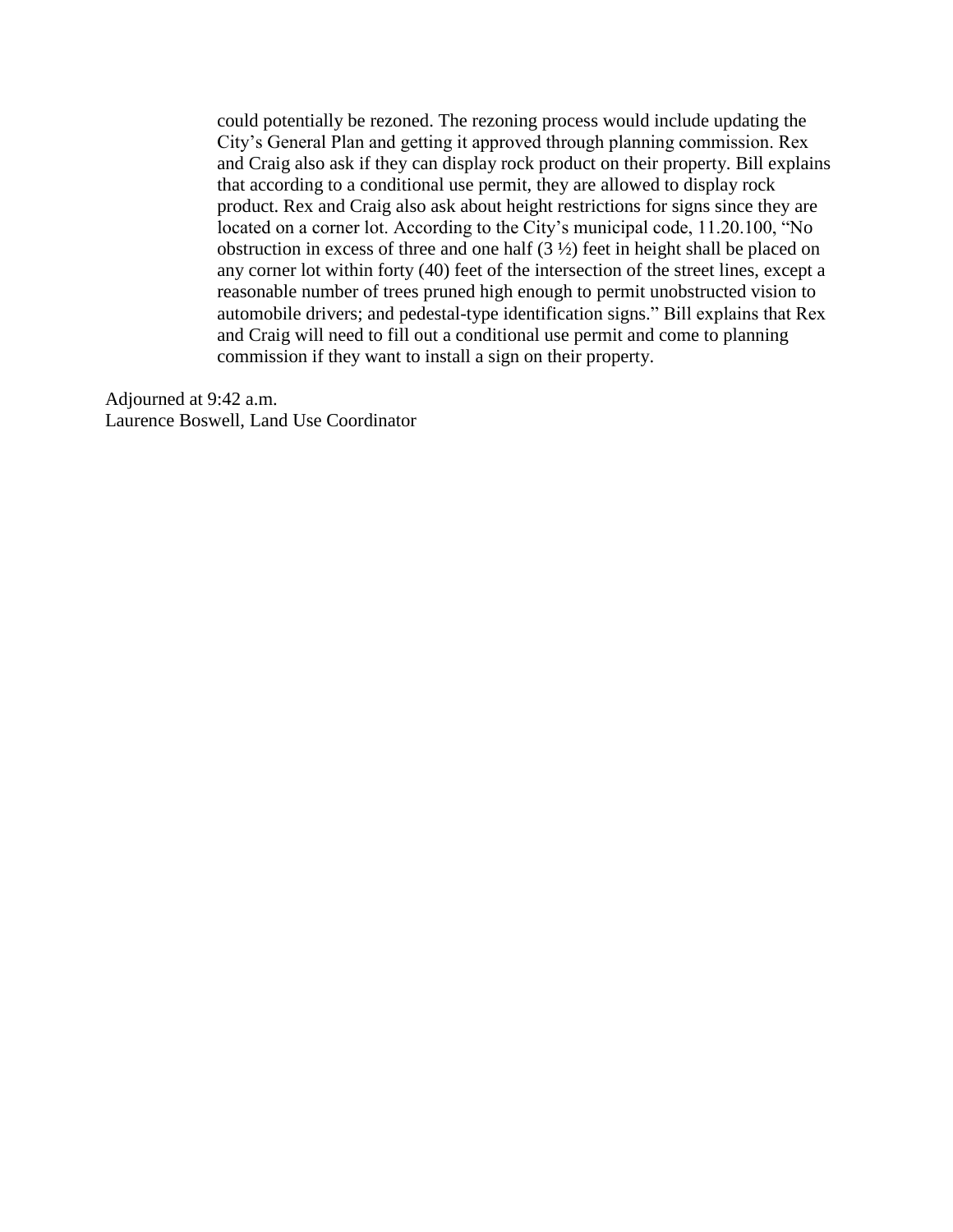could potentially be rezoned. The rezoning process would include updating the City's General Plan and getting it approved through planning commission. Rex and Craig also ask if they can display rock product on their property. Bill explains that according to a conditional use permit, they are allowed to display rock product. Rex and Craig also ask about height restrictions for signs since they are located on a corner lot. According to the City's municipal code, 11.20.100, "No obstruction in excess of three and one half (3 ½) feet in height shall be placed on any corner lot within forty (40) feet of the intersection of the street lines, except a reasonable number of trees pruned high enough to permit unobstructed vision to automobile drivers; and pedestal-type identification signs." Bill explains that Rex and Craig will need to fill out a conditional use permit and come to planning commission if they want to install a sign on their property.

Adjourned at 9:42 a.m.
Laurence Boswell, Land Use Coordinator